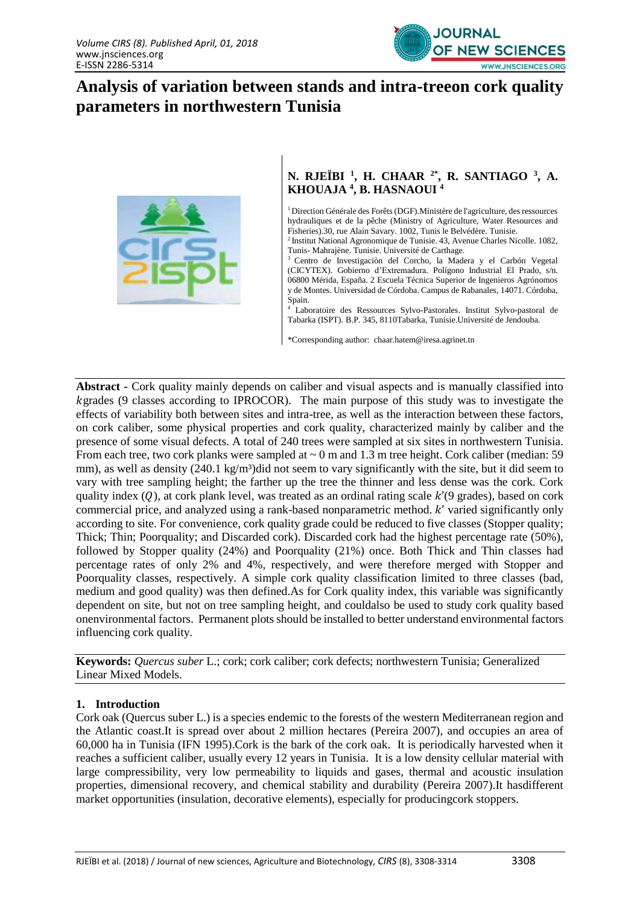# Analysis of variation between stands and intra-treeon cork quality parameters in northwestern Tunisia

**N. RJEÏBI [1], H. CHAAR [2*], R. SANTIAGO [3], A. KHOUAJA [4], B. HASNAOUI [4]**

[1] Direction Générale des Forêts (DGF).Ministère de l'agriculture, des ressources hydrauliques et de la pêche (Ministry of Agriculture, Water Resources and Fisheries).30, rue Alain Savary. 1002, Tunis le Belvédère. Tunisie.

[2] Institut National Agronomique de Tunisie. 43, Avenue Charles Nicolle. 1082, Tunis- Mahrajène. Tunisie. Université de Carthage.

[3] Centro de Investigaciòn del Corcho, la Madera y el Carbón Vegetal (CICYTEX). Gobierno d'Extremadura. Polígono Industrial El Prado, s/n. 06800 Mérida, España. 2 Escuela Técnica Superior de Ingenieros Agrónomos y de Montes. Universidad de Córdoba. Campus de Rabanales, 14071. Córdoba, Spain.

[4] Laboratoire des Ressources Sylvo-Pastorales. Institut Sylvo-pastoral de Tabarka (ISPT). B.P. 345, 8110Tabarka, Tunisie.Université de Jendouba.

*Corresponding author: chaar.hatem@iresa.agrinet.tn

**Abstract -** Cork quality mainly depends on caliber and visual aspects and is manually classified into $k$grades (9 classes according to IPROCOR). The main purpose of this study was to investigate the effects of variability both between sites and intra-tree, as well as the interaction between these factors, on cork caliber, some physical properties and cork quality, characterized mainly by caliber and the presence of some visual defects. A total of 240 trees were sampled at six sites in northwestern Tunisia. From each tree, two cork planks were sampled at ~ 0 m and 1.3 m tree height. Cork caliber (median: 59 mm), as well as density (240.1 kg/m³)did not seem to vary significantly with the site, but it did seem to vary with tree sampling height; the farther up the tree the thinner and less dense was the cork. Cork quality index ($Q$), at cork plank level, was treated as an ordinal rating scale $k'$(9 grades), based on cork commercial price, and analyzed using a rank-based nonparametric method. $k'$ varied significantly only according to site. For convenience, cork quality grade could be reduced to five classes (Stopper quality; Thick; Thin; Poorquality; and Discarded cork). Discarded cork had the highest percentage rate (50%), followed by Stopper quality (24%) and Poorquality (21%) once. Both Thick and Thin classes had percentage rates of only 2% and 4%, respectively, and were therefore merged with Stopper and Poorquality classes, respectively. A simple cork quality classification limited to three classes (bad, medium and good quality) was then defined.As for Cork quality index, this variable was significantly dependent on site, but not on tree sampling height, and couldalso be used to study cork quality based onenvironmental factors. Permanent plots should be installed to better understand environmental factors influencing cork quality.

**Keywords:** *Quercus suber* L.; cork; cork caliber; cork defects; northwestern Tunisia; Generalized Linear Mixed Models.

## 1. Introduction

Cork oak (Quercus suber L.) is a species endemic to the forests of the western Mediterranean region and the Atlantic coast.It is spread over about 2 million hectares (Pereira 2007), and occupies an area of 60,000 ha in Tunisia (IFN 1995).Cork is the bark of the cork oak. It is periodically harvested when it reaches a sufficient caliber, usually every 12 years in Tunisia. It is a low density cellular material with large compressibility, very low permeability to liquids and gases, thermal and acoustic insulation properties, dimensional recovery, and chemical stability and durability (Pereira 2007).It hasdifferent market opportunities (insulation, decorative elements), especially for producingcork stoppers.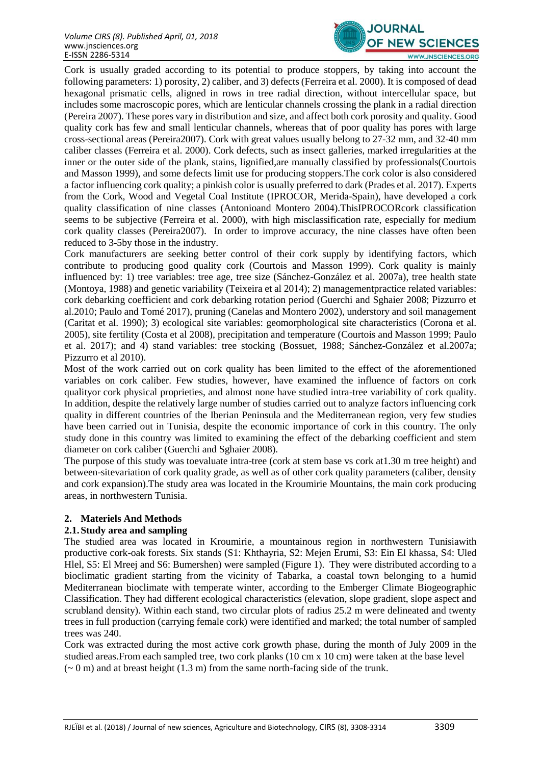Cork is usually graded according to its potential to produce stoppers, by taking into account the following parameters: 1) porosity, 2) caliber, and 3) defects (Ferreira et al. 2000). It is composed of dead hexagonal prismatic cells, aligned in rows in tree radial direction, without intercellular space, but includes some macroscopic pores, which are lenticular channels crossing the plank in a radial direction (Pereira 2007). These pores vary in distribution and size, and affect both cork porosity and quality. Good quality cork has few and small lenticular channels, whereas that of poor quality has pores with large cross-sectional areas (Pereira2007). Cork with great values usually belong to 27-32 mm, and 32-40 mm caliber classes (Ferreira et al. 2000). Cork defects, such as insect galleries, marked irregularities at the inner or the outer side of the plank, stains, lignified,are manually classified by professionals(Courtois and Masson 1999), and some defects limit use for producing stoppers.The cork color is also considered a factor influencing cork quality; a pinkish color is usually preferred to dark (Prades et al. 2017). Experts from the Cork, Wood and Vegetal Coal Institute (IPROCOR, Merida-Spain), have developed a cork quality classification of nine classes (Antonioand Montero 2004).ThisIPROCORcork classification seems to be subjective (Ferreira et al. 2000), with high misclassification rate, especially for medium cork quality classes (Pereira2007). In order to improve accuracy, the nine classes have often been reduced to 3-5by those in the industry.

Cork manufacturers are seeking better control of their cork supply by identifying factors, which contribute to producing good quality cork (Courtois and Masson 1999). Cork quality is mainly influenced by: 1) tree variables: tree age, tree size (Sánchez-González et al. 2007a), tree health state (Montoya, 1988) and genetic variability (Teixeira et al 2014); 2) managementpractice related variables: cork debarking coefficient and cork debarking rotation period (Guerchi and Sghaier 2008; Pizzurro et al.2010; Paulo and Tomé 2017), pruning (Canelas and Montero 2002), understory and soil management (Caritat et al. 1990); 3) ecological site variables: geomorphological site characteristics (Corona et al. 2005), site fertility (Costa et al 2008), precipitation and temperature (Courtois and Masson 1999; Paulo et al. 2017); and 4) stand variables: tree stocking (Bossuet, 1988; Sánchez-González et al.2007a; Pizzurro et al 2010).

Most of the work carried out on cork quality has been limited to the effect of the aforementioned variables on cork caliber. Few studies, however, have examined the influence of factors on cork qualityor cork physical proprieties, and almost none have studied intra-tree variability of cork quality. In addition, despite the relatively large number of studies carried out to analyze factors influencing cork quality in different countries of the Iberian Peninsula and the Mediterranean region, very few studies have been carried out in Tunisia, despite the economic importance of cork in this country. The only study done in this country was limited to examining the effect of the debarking coefficient and stem diameter on cork caliber (Guerchi and Sghaier 2008).

The purpose of this study was toevaluate intra-tree (cork at stem base vs cork at1.30 m tree height) and between-sitevariation of cork quality grade, as well as of other cork quality parameters (caliber, density and cork expansion).The study area was located in the Kroumirie Mountains, the main cork producing areas, in northwestern Tunisia.

## 2. Materiels And Methods

### 2.1. Study area and sampling

The studied area was located in Kroumirie, a mountainous region in northwestern Tunisiawith productive cork-oak forests. Six stands (S1: Khthayria, S2: Mejen Erumi, S3: Ein El khassa, S4: Uled Hlel, S5: El Mreej and S6: Bumershen) were sampled (Figure 1). They were distributed according to a bioclimatic gradient starting from the vicinity of Tabarka, a coastal town belonging to a humid Mediterranean bioclimate with temperate winter, according to the Emberger Climate Biogeographic Classification. They had different ecological characteristics (elevation, slope gradient, slope aspect and scrubland density). Within each stand, two circular plots of radius 25.2 m were delineated and twenty trees in full production (carrying female cork) were identified and marked; the total number of sampled trees was 240.

Cork was extracted during the most active cork growth phase, during the month of July 2009 in the studied areas.From each sampled tree, two cork planks (10 cm x 10 cm) were taken at the base level (~ 0 m) and at breast height (1.3 m) from the same north-facing side of the trunk.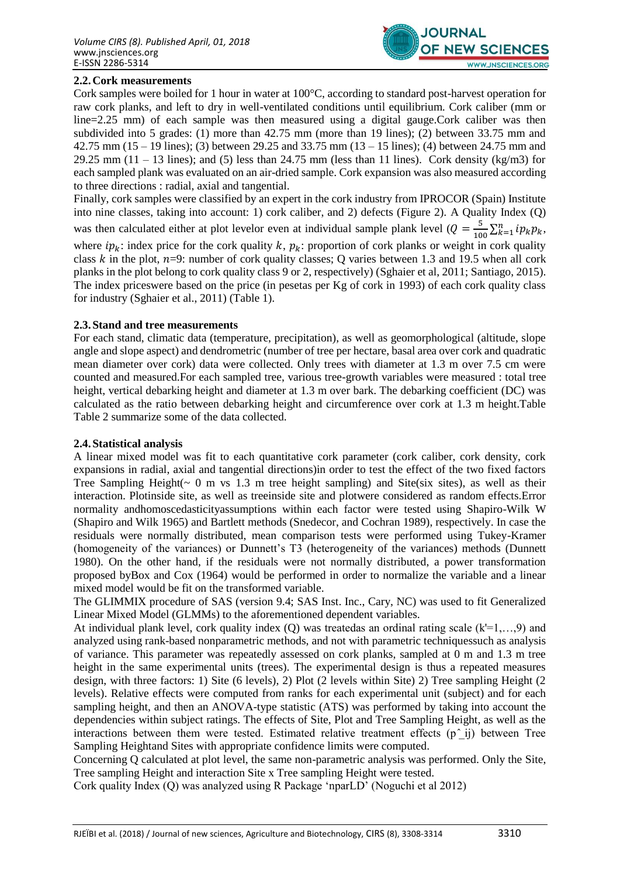## 2.2. Cork measurements

Cork samples were boiled for 1 hour in water at 100°C, according to standard post-harvest operation for raw cork planks, and left to dry in well-ventilated conditions until equilibrium. Cork caliber (mm or line=2.25 mm) of each sample was then measured using a digital gauge.Cork caliber was then subdivided into 5 grades: (1) more than 42.75 mm (more than 19 lines); (2) between 33.75 mm and 42.75 mm (15 – 19 lines); (3) between 29.25 and 33.75 mm (13 – 15 lines); (4) between 24.75 mm and 29.25 mm (11 – 13 lines); and (5) less than 24.75 mm (less than 11 lines). Cork density (kg/m3) for each sampled plank was evaluated on an air-dried sample. Cork expansion was also measured according to three directions : radial, axial and tangential.

Finally, cork samples were classified by an expert in the cork industry from IPROCOR (Spain) Institute into nine classes, taking into account: 1) cork caliber, and 2) defects (Figure 2). A Quality Index (Q) was then calculated either at plot levelor even at individual sample plank level ($Q = \frac{5}{100}\sum_{k=1}^{n} ip_k p_k$, where $ip_k$: index price for the cork quality $k$, $p_k$: proportion of cork planks or weight in cork quality class $k$ in the plot, $n$=9: number of cork quality classes; Q varies between 1.3 and 19.5 when all cork planks in the plot belong to cork quality class 9 or 2, respectively) (Sghaier et al, 2011; Santiago, 2015). The index priceswere based on the price (in pesetas per Kg of cork in 1993) of each cork quality class for industry (Sghaier et al., 2011) (Table 1).

## 2.3. Stand and tree measurements

For each stand, climatic data (temperature, precipitation), as well as geomorphological (altitude, slope angle and slope aspect) and dendrometric (number of tree per hectare, basal area over cork and quadratic mean diameter over cork) data were collected. Only trees with diameter at 1.3 m over 7.5 cm were counted and measured.For each sampled tree, various tree-growth variables were measured : total tree height, vertical debarking height and diameter at 1.3 m over bark. The debarking coefficient (DC) was calculated as the ratio between debarking height and circumference over cork at 1.3 m height.Table Table 2 summarize some of the data collected.

## 2.4. Statistical analysis

A linear mixed model was fit to each quantitative cork parameter (cork caliber, cork density, cork expansions in radial, axial and tangential directions)in order to test the effect of the two fixed factors Tree Sampling Height(~ 0 m vs 1.3 m tree height sampling) and Site(six sites), as well as their interaction. Plotinside site, as well as treeinside site and plotwere considered as random effects.Error normality andhomoscedasticityassumptions within each factor were tested using Shapiro-Wilk W (Shapiro and Wilk 1965) and Bartlett methods (Snedecor, and Cochran 1989), respectively. In case the residuals were normally distributed, mean comparison tests were performed using Tukey-Kramer (homogeneity of the variances) or Dunnett's T3 (heterogeneity of the variances) methods (Dunnett 1980). On the other hand, if the residuals were not normally distributed, a power transformation proposed byBox and Cox (1964) would be performed in order to normalize the variable and a linear mixed model would be fit on the transformed variable.

The GLIMMIX procedure of SAS (version 9.4; SAS Inst. Inc., Cary, NC) was used to fit Generalized Linear Mixed Model (GLMMs) to the aforementioned dependent variables.

At individual plank level, cork quality index (Q) was treatedas an ordinal rating scale (k'=1,…,9) and analyzed using rank-based nonparametric methods, and not with parametric techniquessuch as analysis of variance. This parameter was repeatedly assessed on cork planks, sampled at 0 m and 1.3 m tree height in the same experimental units (trees). The experimental design is thus a repeated measures design, with three factors: 1) Site (6 levels), 2) Plot (2 levels within Site) 2) Tree sampling Height (2 levels). Relative effects were computed from ranks for each experimental unit (subject) and for each sampling height, and then an ANOVA-type statistic (ATS) was performed by taking into account the dependencies within subject ratings. The effects of Site, Plot and Tree Sampling Height, as well as the interactions between them were tested. Estimated relative treatment effects ($\hat{p}_{ij}$) between Tree Sampling Heightand Sites with appropriate confidence limits were computed.

Concerning Q calculated at plot level, the same non-parametric analysis was performed. Only the Site, Tree sampling Height and interaction Site x Tree sampling Height were tested.

Cork quality Index (Q) was analyzed using R Package 'nparLD' (Noguchi et al 2012)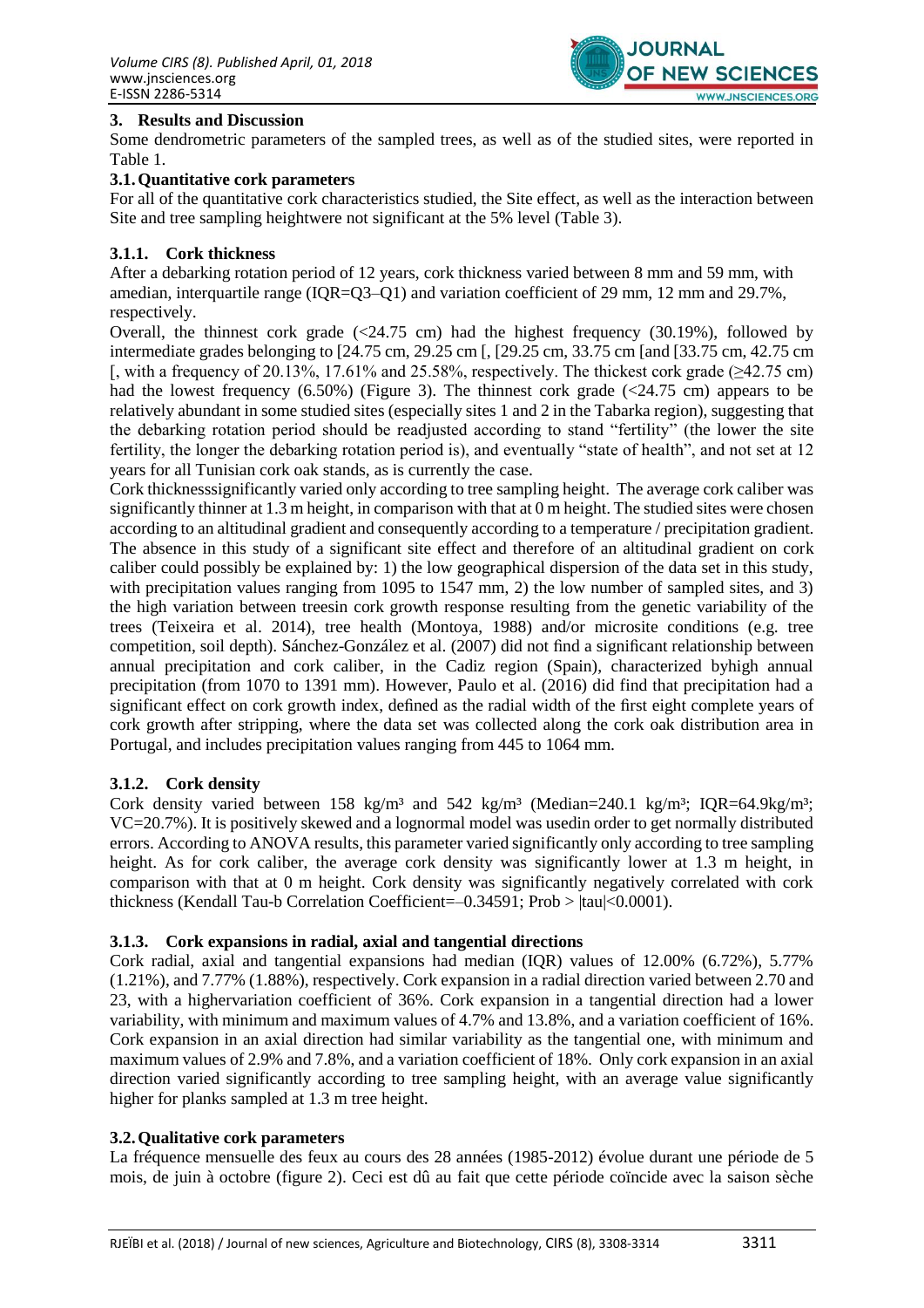## 3. Results and Discussion

Some dendrometric parameters of the sampled trees, as well as of the studied sites, were reported in Table 1.

### 3.1. Quantitative cork parameters

For all of the quantitative cork characteristics studied, the Site effect, as well as the interaction between Site and tree sampling heightwere not significant at the 5% level (Table 3).

#### 3.1.1. Cork thickness

After a debarking rotation period of 12 years, cork thickness varied between 8 mm and 59 mm, with amedian, interquartile range (IQR=Q3–Q1) and variation coefficient of 29 mm, 12 mm and 29.7%, respectively.

Overall, the thinnest cork grade (<24.75 cm) had the highest frequency (30.19%), followed by intermediate grades belonging to [24.75 cm, 29.25 cm [, [29.25 cm, 33.75 cm [and [33.75 cm, 42.75 cm [, with a frequency of 20.13%, 17.61% and 25.58%, respectively. The thickest cork grade (≥42.75 cm) had the lowest frequency (6.50%) (Figure 3). The thinnest cork grade (<24.75 cm) appears to be relatively abundant in some studied sites (especially sites 1 and 2 in the Tabarka region), suggesting that the debarking rotation period should be readjusted according to stand "fertility" (the lower the site fertility, the longer the debarking rotation period is), and eventually "state of health", and not set at 12 years for all Tunisian cork oak stands, as is currently the case.

Cork thicknesssignificantly varied only according to tree sampling height. The average cork caliber was significantly thinner at 1.3 m height, in comparison with that at 0 m height. The studied sites were chosen according to an altitudinal gradient and consequently according to a temperature / precipitation gradient. The absence in this study of a significant site effect and therefore of an altitudinal gradient on cork caliber could possibly be explained by: 1) the low geographical dispersion of the data set in this study, with precipitation values ranging from 1095 to 1547 mm, 2) the low number of sampled sites, and 3) the high variation between treesin cork growth response resulting from the genetic variability of the trees (Teixeira et al. 2014), tree health (Montoya, 1988) and/or microsite conditions (e.g. tree competition, soil depth). Sánchez-González et al. (2007) did not find a significant relationship between annual precipitation and cork caliber, in the Cadiz region (Spain), characterized byhigh annual precipitation (from 1070 to 1391 mm). However, Paulo et al. (2016) did find that precipitation had a significant effect on cork growth index, defined as the radial width of the first eight complete years of cork growth after stripping, where the data set was collected along the cork oak distribution area in Portugal, and includes precipitation values ranging from 445 to 1064 mm.

#### 3.1.2. Cork density

Cork density varied between 158 kg/m³ and 542 kg/m³ (Median=240.1 kg/m³; IQR=64.9kg/m³; VC=20.7%). It is positively skewed and a lognormal model was usedin order to get normally distributed errors. According to ANOVA results, this parameter varied significantly only according to tree sampling height. As for cork caliber, the average cork density was significantly lower at 1.3 m height, in comparison with that at 0 m height. Cork density was significantly negatively correlated with cork thickness (Kendall Tau-b Correlation Coefficient=–0.34591; Prob > |tau|<0.0001).

#### 3.1.3. Cork expansions in radial, axial and tangential directions

Cork radial, axial and tangential expansions had median (IQR) values of 12.00% (6.72%), 5.77% (1.21%), and 7.77% (1.88%), respectively. Cork expansion in a radial direction varied between 2.70 and 23, with a highervariation coefficient of 36%. Cork expansion in a tangential direction had a lower variability, with minimum and maximum values of 4.7% and 13.8%, and a variation coefficient of 16%. Cork expansion in an axial direction had similar variability as the tangential one, with minimum and maximum values of 2.9% and 7.8%, and a variation coefficient of 18%. Only cork expansion in an axial direction varied significantly according to tree sampling height, with an average value significantly higher for planks sampled at 1.3 m tree height.

### 3.2. Qualitative cork parameters

La fréquence mensuelle des feux au cours des 28 années (1985-2012) évolue durant une période de 5 mois, de juin à octobre (figure 2). Ceci est dû au fait que cette période coïncide avec la saison sèche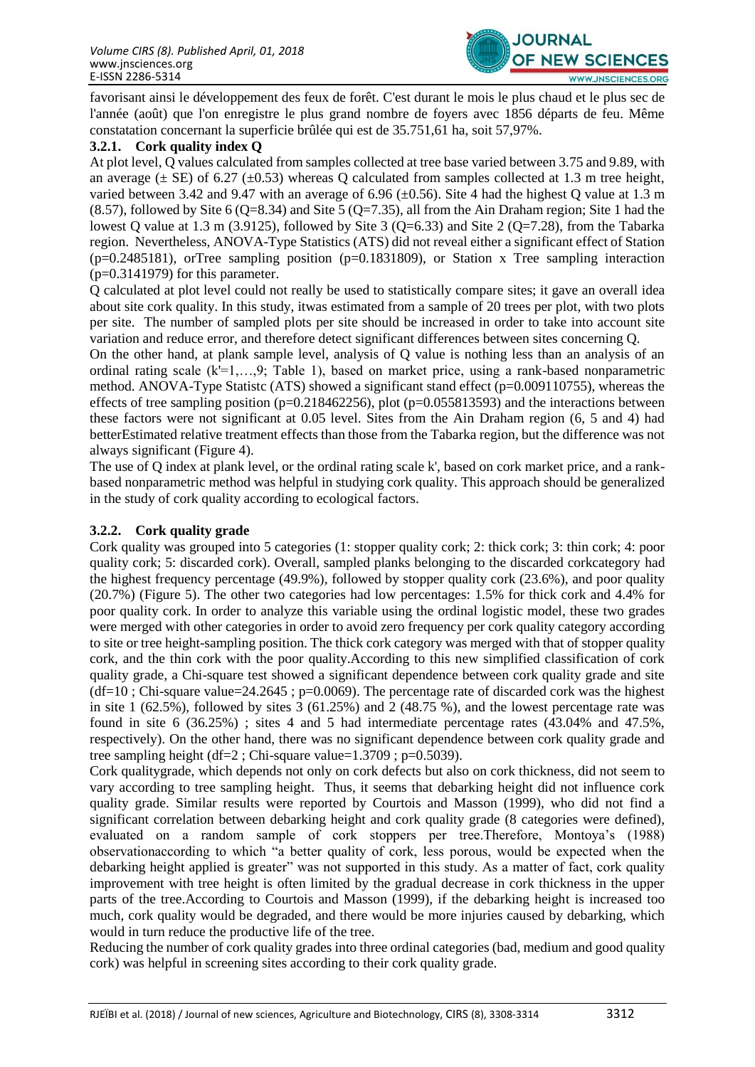favorisant ainsi le développement des feux de forêt. C'est durant le mois le plus chaud et le plus sec de l'année (août) que l'on enregistre le plus grand nombre de foyers avec 1856 départs de feu. Même constatation concernant la superficie brûlée qui est de 35.751,61 ha, soit 57,97%.

### 3.2.1. Cork quality index Q

At plot level, Q values calculated from samples collected at tree base varied between 3.75 and 9.89, with an average (± SE) of 6.27 (±0.53) whereas Q calculated from samples collected at 1.3 m tree height, varied between 3.42 and 9.47 with an average of 6.96 (±0.56). Site 4 had the highest Q value at 1.3 m (8.57), followed by Site 6 (Q=8.34) and Site 5 (Q=7.35), all from the Ain Draham region; Site 1 had the lowest Q value at 1.3 m (3.9125), followed by Site 3 (Q=6.33) and Site 2 (Q=7.28), from the Tabarka region. Nevertheless, ANOVA-Type Statistics (ATS) did not reveal either a significant effect of Station (p=0.2485181), orTree sampling position (p=0.1831809), or Station x Tree sampling interaction (p=0.3141979) for this parameter.

Q calculated at plot level could not really be used to statistically compare sites; it gave an overall idea about site cork quality. In this study, itwas estimated from a sample of 20 trees per plot, with two plots per site. The number of sampled plots per site should be increased in order to take into account site variation and reduce error, and therefore detect significant differences between sites concerning Q.

On the other hand, at plank sample level, analysis of Q value is nothing less than an analysis of an ordinal rating scale (k'=1,…,9; Table 1), based on market price, using a rank-based nonparametric method. ANOVA-Type Statistc (ATS) showed a significant stand effect (p=0.009110755), whereas the effects of tree sampling position (p=0.218462256), plot (p=0.055813593) and the interactions between these factors were not significant at 0.05 level. Sites from the Ain Draham region (6, 5 and 4) had betterEstimated relative treatment effects than those from the Tabarka region, but the difference was not always significant (Figure 4).

The use of Q index at plank level, or the ordinal rating scale k', based on cork market price, and a rank-based nonparametric method was helpful in studying cork quality. This approach should be generalized in the study of cork quality according to ecological factors.

### 3.2.2. Cork quality grade

Cork quality was grouped into 5 categories (1: stopper quality cork; 2: thick cork; 3: thin cork; 4: poor quality cork; 5: discarded cork). Overall, sampled planks belonging to the discarded corkcategory had the highest frequency percentage (49.9%), followed by stopper quality cork (23.6%), and poor quality (20.7%) (Figure 5). The other two categories had low percentages: 1.5% for thick cork and 4.4% for poor quality cork. In order to analyze this variable using the ordinal logistic model, these two grades were merged with other categories in order to avoid zero frequency per cork quality category according to site or tree height-sampling position. The thick cork category was merged with that of stopper quality cork, and the thin cork with the poor quality.According to this new simplified classification of cork quality grade, a Chi-square test showed a significant dependence between cork quality grade and site (df=10 ; Chi-square value=24.2645 ; p=0.0069). The percentage rate of discarded cork was the highest in site 1 (62.5%), followed by sites 3 (61.25%) and 2 (48.75 %), and the lowest percentage rate was found in site 6 (36.25%) ; sites 4 and 5 had intermediate percentage rates (43.04% and 47.5%, respectively). On the other hand, there was no significant dependence between cork quality grade and tree sampling height (df=2 ; Chi-square value=1.3709 ; p=0.5039).

Cork qualitygrade, which depends not only on cork defects but also on cork thickness, did not seem to vary according to tree sampling height. Thus, it seems that debarking height did not influence cork quality grade. Similar results were reported by Courtois and Masson (1999), who did not find a significant correlation between debarking height and cork quality grade (8 categories were defined), evaluated on a random sample of cork stoppers per tree.Therefore, Montoya's (1988) observationaccording to which "a better quality of cork, less porous, would be expected when the debarking height applied is greater" was not supported in this study. As a matter of fact, cork quality improvement with tree height is often limited by the gradual decrease in cork thickness in the upper parts of the tree.According to Courtois and Masson (1999), if the debarking height is increased too much, cork quality would be degraded, and there would be more injuries caused by debarking, which would in turn reduce the productive life of the tree.

Reducing the number of cork quality grades into three ordinal categories (bad, medium and good quality cork) was helpful in screening sites according to their cork quality grade.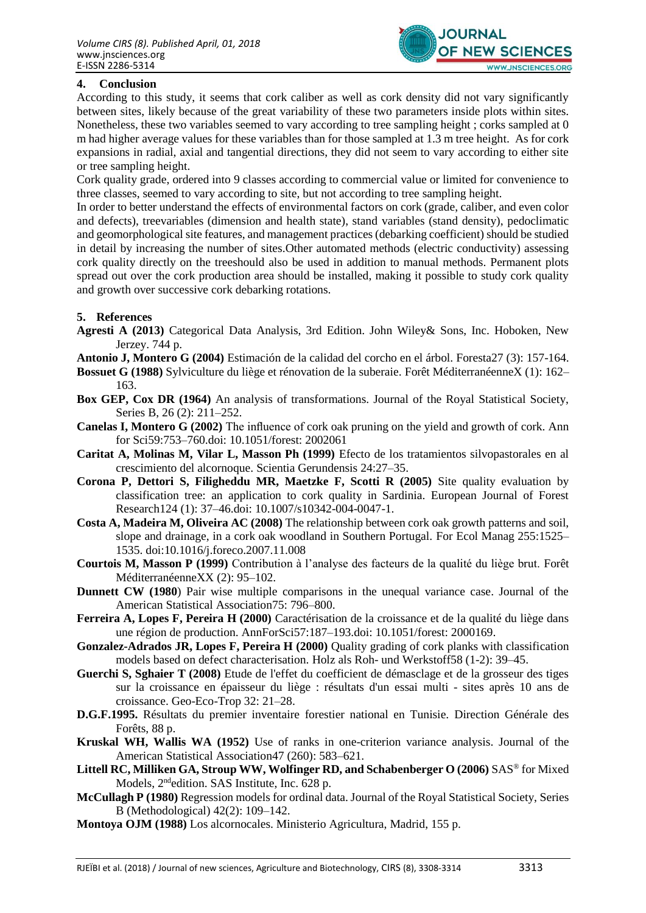## 4. Conclusion

According to this study, it seems that cork caliber as well as cork density did not vary significantly between sites, likely because of the great variability of these two parameters inside plots within sites. Nonetheless, these two variables seemed to vary according to tree sampling height ; corks sampled at 0 m had higher average values for these variables than for those sampled at 1.3 m tree height. As for cork expansions in radial, axial and tangential directions, they did not seem to vary according to either site or tree sampling height.

Cork quality grade, ordered into 9 classes according to commercial value or limited for convenience to three classes, seemed to vary according to site, but not according to tree sampling height.

In order to better understand the effects of environmental factors on cork (grade, caliber, and even color and defects), treevariables (dimension and health state), stand variables (stand density), pedoclimatic and geomorphological site features, and management practices (debarking coefficient) should be studied in detail by increasing the number of sites.Other automated methods (electric conductivity) assessing cork quality directly on the treeshould also be used in addition to manual methods. Permanent plots spread out over the cork production area should be installed, making it possible to study cork quality and growth over successive cork debarking rotations.

## 5. References

**Agresti A (2013)** Categorical Data Analysis, 3rd Edition. John Wiley& Sons, Inc. Hoboken, New Jerzey. 744 p.

**Antonio J, Montero G (2004)** Estimación de la calidad del corcho en el árbol. Foresta27 (3): 157-164.

**Bossuet G (1988)** Sylviculture du liège et rénovation de la suberaie. Forêt MéditerranéenneX (1): 162–163.

**Box GEP, Cox DR (1964)** An analysis of transformations. Journal of the Royal Statistical Society, Series B, 26 (2): 211–252.

**Canelas I, Montero G (2002)** The influence of cork oak pruning on the yield and growth of cork. Ann for Sci59:753–760.doi: 10.1051/forest: 2002061

**Caritat A, Molinas M, Vilar L, Masson Ph (1999)** Efecto de los tratamientos silvopastorales en al crescimiento del alcornoque. Scientia Gerundensis 24:27–35.

**Corona P, Dettori S, Filigheddu MR, Maetzke F, Scotti R (2005)** Site quality evaluation by classification tree: an application to cork quality in Sardinia. European Journal of Forest Research124 (1): 37–46.doi: 10.1007/s10342-004-0047-1.

**Costa A, Madeira M, Oliveira AC (2008)** The relationship between cork oak growth patterns and soil, slope and drainage, in a cork oak woodland in Southern Portugal. For Ecol Manag 255:1525–1535. doi:10.1016/j.foreco.2007.11.008

**Courtois M, Masson P (1999)** Contribution à l'analyse des facteurs de la qualité du liège brut. Forêt MéditerranéenneXX (2): 95–102.

**Dunnett CW (1980**) Pair wise multiple comparisons in the unequal variance case. Journal of the American Statistical Association75: 796–800.

**Ferreira A, Lopes F, Pereira H (2000)** Caractérisation de la croissance et de la qualité du liège dans une région de production. AnnForSci57:187–193.doi: 10.1051/forest: 2000169.

**Gonzalez-Adrados JR, Lopes F, Pereira H (2000)** Quality grading of cork planks with classification models based on defect characterisation. Holz als Roh- und Werkstoff58 (1-2): 39–45.

**Guerchi S, Sghaier T (2008)** Etude de l'effet du coefficient de démasclage et de la grosseur des tiges sur la croissance en épaisseur du liège : résultats d'un essai multi - sites après 10 ans de croissance. Geo-Eco-Trop 32: 21–28.

**D.G.F.1995.** Résultats du premier inventaire forestier national en Tunisie. Direction Générale des Forêts, 88 p.

**Kruskal WH, Wallis WA (1952)** Use of ranks in one-criterion variance analysis. Journal of the American Statistical Association47 (260): 583–621.

**Littell RC, Milliken GA, Stroup WW, Wolfinger RD, and Schabenberger O (2006)** SAS® for Mixed Models, 2ndedition. SAS Institute, Inc. 628 p.

**McCullagh P (1980)** Regression models for ordinal data. Journal of the Royal Statistical Society, Series B (Methodological) 42(2): 109–142.

**Montoya OJM (1988)** Los alcornocales. Ministerio Agricultura, Madrid, 155 p.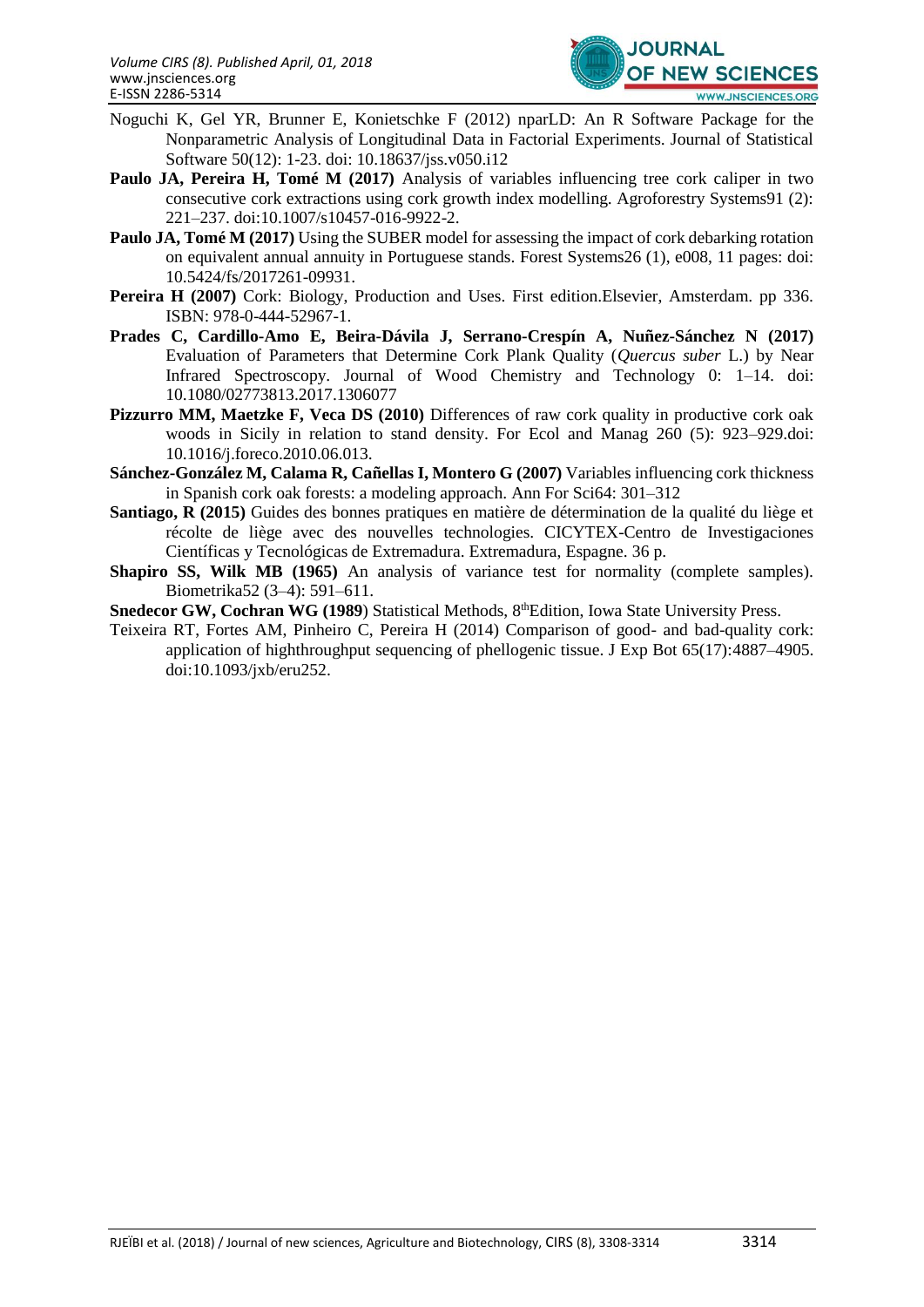Noguchi K, Gel YR, Brunner E, Konietschke F (2012) nparLD: An R Software Package for the Nonparametric Analysis of Longitudinal Data in Factorial Experiments. Journal of Statistical Software 50(12): 1-23. doi: 10.18637/jss.v050.i12

**Paulo JA, Pereira H, Tomé M (2017)** Analysis of variables influencing tree cork caliper in two consecutive cork extractions using cork growth index modelling. Agroforestry Systems91 (2): 221–237. doi:10.1007/s10457-016-9922-2.

**Paulo JA, Tomé M (2017)** Using the SUBER model for assessing the impact of cork debarking rotation on equivalent annual annuity in Portuguese stands. Forest Systems26 (1), e008, 11 pages: doi: 10.5424/fs/2017261-09931.

**Pereira H (2007)** Cork: Biology, Production and Uses. First edition.Elsevier, Amsterdam. pp 336. ISBN: 978-0-444-52967-1.

**Prades C, Cardillo-Amo E, Beira-Dávila J, Serrano-Crespín A, Nuñez-Sánchez N (2017)** Evaluation of Parameters that Determine Cork Plank Quality (*Quercus suber* L.) by Near Infrared Spectroscopy. Journal of Wood Chemistry and Technology 0: 1–14. doi: 10.1080/02773813.2017.1306077

**Pizzurro MM, Maetzke F, Veca DS (2010)** Differences of raw cork quality in productive cork oak woods in Sicily in relation to stand density. For Ecol and Manag 260 (5): 923–929.doi: 10.1016/j.foreco.2010.06.013.

**Sánchez-González M, Calama R, Cañellas I, Montero G (2007)** Variables influencing cork thickness in Spanish cork oak forests: a modeling approach. Ann For Sci64: 301–312

**Santiago, R (2015)** Guides des bonnes pratiques en matière de détermination de la qualité du liège et récolte de liège avec des nouvelles technologies. CICYTEX-Centro de Investigaciones Científicas y Tecnológicas de Extremadura. Extremadura, Espagne. 36 p.

**Shapiro SS, Wilk MB (1965)** An analysis of variance test for normality (complete samples). Biometrika52 (3–4): 591–611.

**Snedecor GW, Cochran WG (1989**) Statistical Methods, 8thEdition, Iowa State University Press.

Teixeira RT, Fortes AM, Pinheiro C, Pereira H (2014) Comparison of good- and bad-quality cork: application of highthroughput sequencing of phellogenic tissue. J Exp Bot 65(17):4887–4905. doi:10.1093/jxb/eru252.